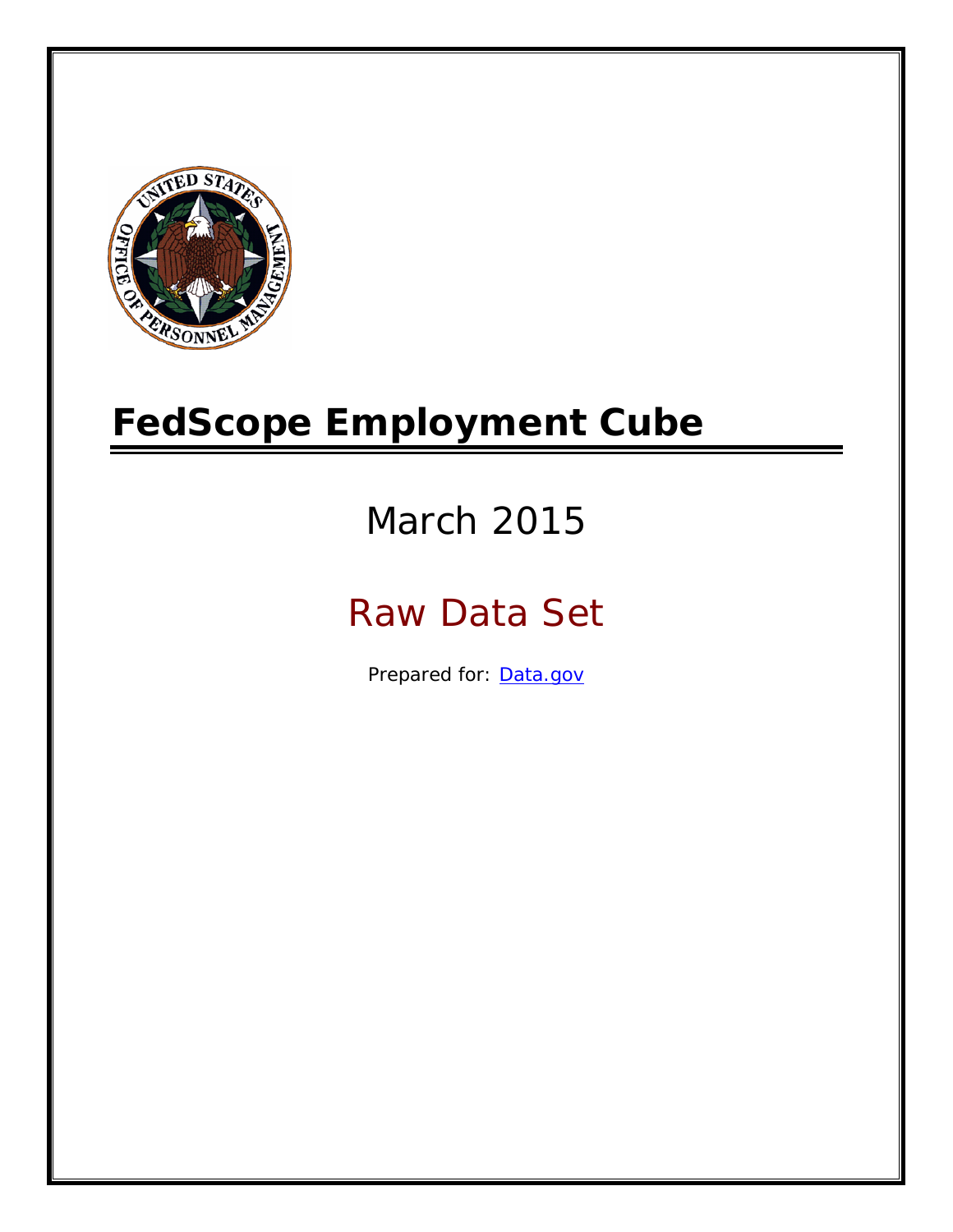# FedScope Employment Cube

## March 2015

## Raw Data Set

Prepared for: [Data.gov](Data.gov)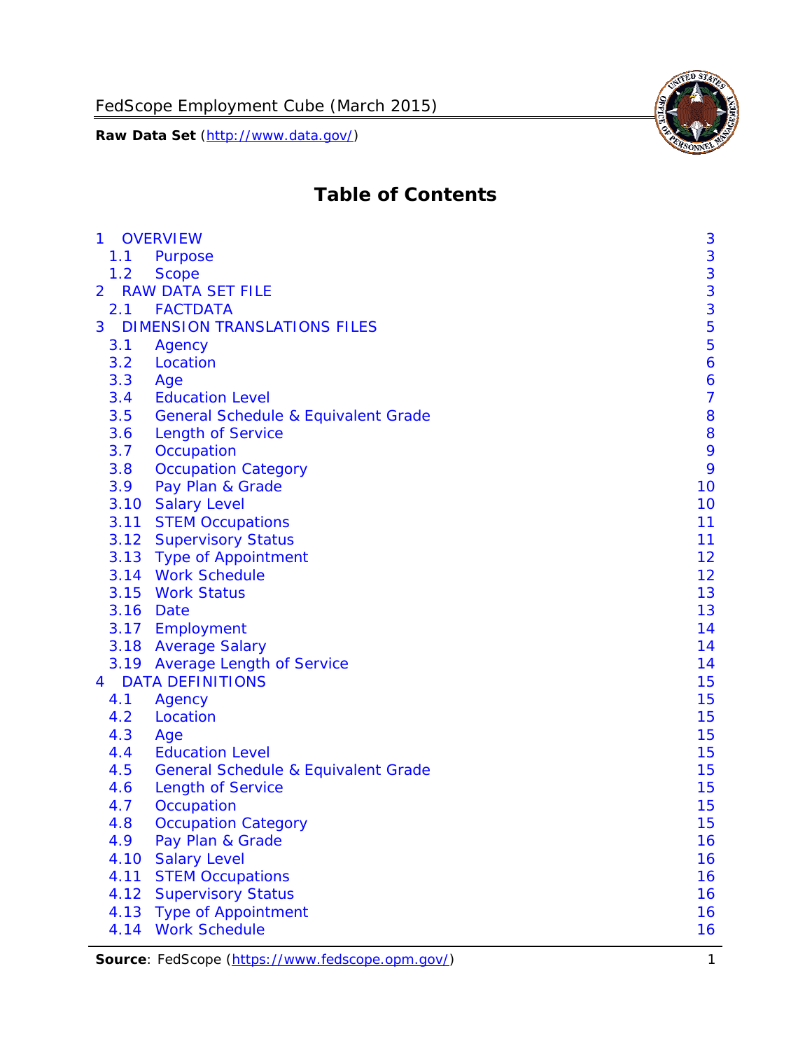# Table of Contents

| | | |
|---|---|---|
| 1 | OVERVIEW | 3 |
| 1.1 | Purpose | 3 |
| 1.2 | Scope | 3 |
| 2 | RAW DATA SET FILE | 3 |
| 2.1 | FACTDATA | 3 |
| 3 | DIMENSION TRANSLATIONS FILES | 5 |
| 3.1 | Agency | 5 |
| 3.2 | Location | 6 |
| 3.3 | Age | 6 |
| 3.4 | Education Level | 7 |
| 3.5 | General Schedule & Equivalent Grade | 8 |
| 3.6 | Length of Service | 8 |
| 3.7 | Occupation | 9 |
| 3.8 | Occupation Category | 9 |
| 3.9 | Pay Plan & Grade | 10 |
| 3.10 | Salary Level | 10 |
| 3.11 | STEM Occupations | 11 |
| 3.12 | Supervisory Status | 11 |
| 3.13 | Type of Appointment | 12 |
| 3.14 | Work Schedule | 12 |
| 3.15 | Work Status | 13 |
| 3.16 | Date | 13 |
| 3.17 | Employment | 14 |
| 3.18 | Average Salary | 14 |
| 3.19 | Average Length of Service | 14 |
| 4 | DATA DEFINITIONS | 15 |
| 4.1 | Agency | 15 |
| 4.2 | Location | 15 |
| 4.3 | Age | 15 |
| 4.4 | Education Level | 15 |
| 4.5 | General Schedule & Equivalent Grade | 15 |
| 4.6 | Length of Service | 15 |
| 4.7 | Occupation | 15 |
| 4.8 | Occupation Category | 15 |
| 4.9 | Pay Plan & Grade | 16 |
| 4.10 | Salary Level | 16 |
| 4.11 | STEM Occupations | 16 |
| 4.12 | Supervisory Status | 16 |
| 4.13 | Type of Appointment | 16 |
| 4.14 | Work Schedule | 16 |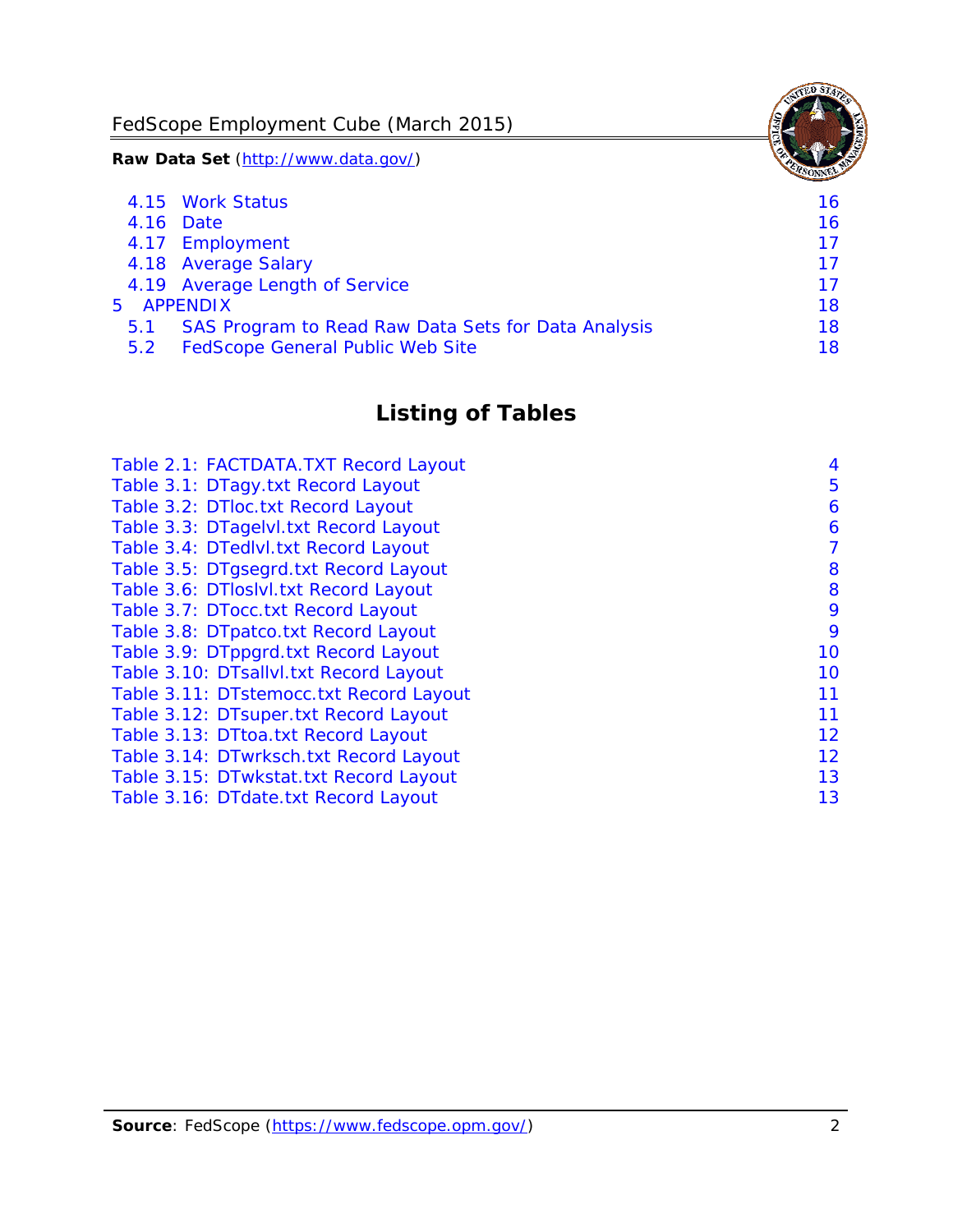4.15 Work Status 16
4.16 Date 16
4.17 Employment 17
4.18 Average Salary 17
4.19 Average Length of Service 17
5 APPENDIX 18
5.1 SAS Program to Read Raw Data Sets for Data Analysis 18
5.2 FedScope General Public Web Site 18

## Listing of Tables

Table 2.1: FACTDATA.TXT Record Layout 4
Table 3.1: DTagy.txt Record Layout 5
Table 3.2: DTloc.txt Record Layout 6
Table 3.3: DTagelvl.txt Record Layout 6
Table 3.4: DTedlvl.txt Record Layout 7
Table 3.5: DTgsegrd.txt Record Layout 8
Table 3.6: DTloslvl.txt Record Layout 8
Table 3.7: DTocc.txt Record Layout 9
Table 3.8: DTpatco.txt Record Layout 9
Table 3.9: DTppgrd.txt Record Layout 10
Table 3.10: DTsallvl.txt Record Layout 10
Table 3.11: DTstemocc.txt Record Layout 11
Table 3.12: DTsuper.txt Record Layout 11
Table 3.13: DTtoa.txt Record Layout 12
Table 3.14: DTwrksch.txt Record Layout 12
Table 3.15: DTwkstat.txt Record Layout 13
Table 3.16: DTdate.txt Record Layout 13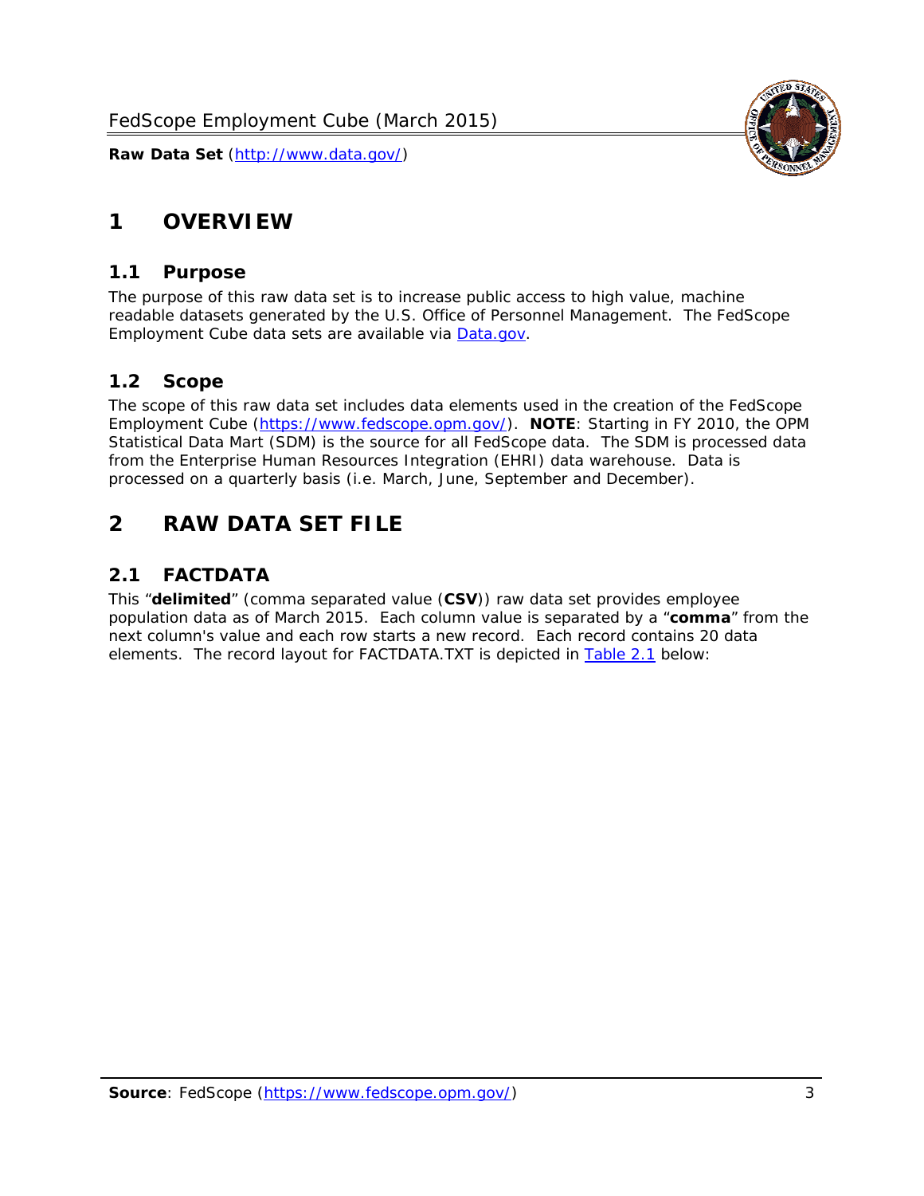# 1 OVERVIEW

## 1.1 Purpose

The purpose of this raw data set is to increase public access to high value, machine readable datasets generated by the U.S. Office of Personnel Management. The FedScope Employment Cube data sets are available via [Data.gov](http://www.data.gov/).

## 1.2 Scope

The scope of this raw data set includes data elements used in the creation of the FedScope Employment Cube ([https://www.fedscope.opm.gov/](https://www.fedscope.opm.gov/)). **NOTE**: Starting in FY 2010, the OPM Statistical Data Mart (SDM) is the source for all FedScope data. The SDM is processed data from the Enterprise Human Resources Integration (EHRI) data warehouse. Data is processed on a quarterly basis (i.e. March, June, September and December).

# 2 RAW DATA SET FILE

## 2.1 FACTDATA

This "**delimited**" (comma separated value (**CSV**)) raw data set provides employee population data as of March 2015. Each column value is separated by a "**comma**" from the next column's value and each row starts a new record. Each record contains 20 data elements. The record layout for FACTDATA.TXT is depicted in Table 2.1 below: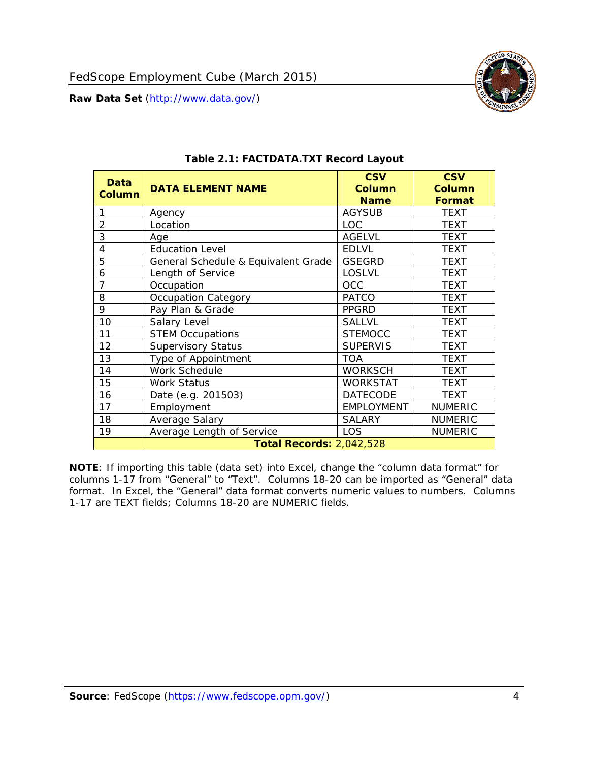**Table 2.1: FACTDATA.TXT Record Layout**

| Data Column | DATA ELEMENT NAME | CSV Column Name | CSV Column Format |
|---|---|---|---|
| 1 | Agency | AGYSUB | TEXT |
| 2 | Location | LOC | TEXT |
| 3 | Age | AGELVL | TEXT |
| 4 | Education Level | EDLVL | TEXT |
| 5 | General Schedule & Equivalent Grade | GSEGRD | TEXT |
| 6 | Length of Service | LOSLVL | TEXT |
| 7 | Occupation | OCC | TEXT |
| 8 | Occupation Category | PATCO | TEXT |
| 9 | Pay Plan & Grade | PPGRD | TEXT |
| 10 | Salary Level | SALLVL | TEXT |
| 11 | STEM Occupations | STEMOCC | TEXT |
| 12 | Supervisory Status | SUPERVIS | TEXT |
| 13 | Type of Appointment | TOA | TEXT |
| 14 | Work Schedule | WORKSCH | TEXT |
| 15 | Work Status | WORKSTAT | TEXT |
| 16 | Date (e.g. 201503) | DATECODE | TEXT |
| 17 | Employment | EMPLOYMENT | NUMERIC |
| 18 | Average Salary | SALARY | NUMERIC |
| 19 | Average Length of Service | LOS | NUMERIC |
| | **Total Records:** 2,042,528 | | |

**NOTE**: If importing this table (data set) into Excel, change the "column data format" for columns 1-17 from "General" to "Text". Columns 18-20 can be imported as "General" data format. In Excel, the "General" data format converts numeric values to numbers. Columns 1-17 are TEXT fields; Columns 18-20 are NUMERIC fields.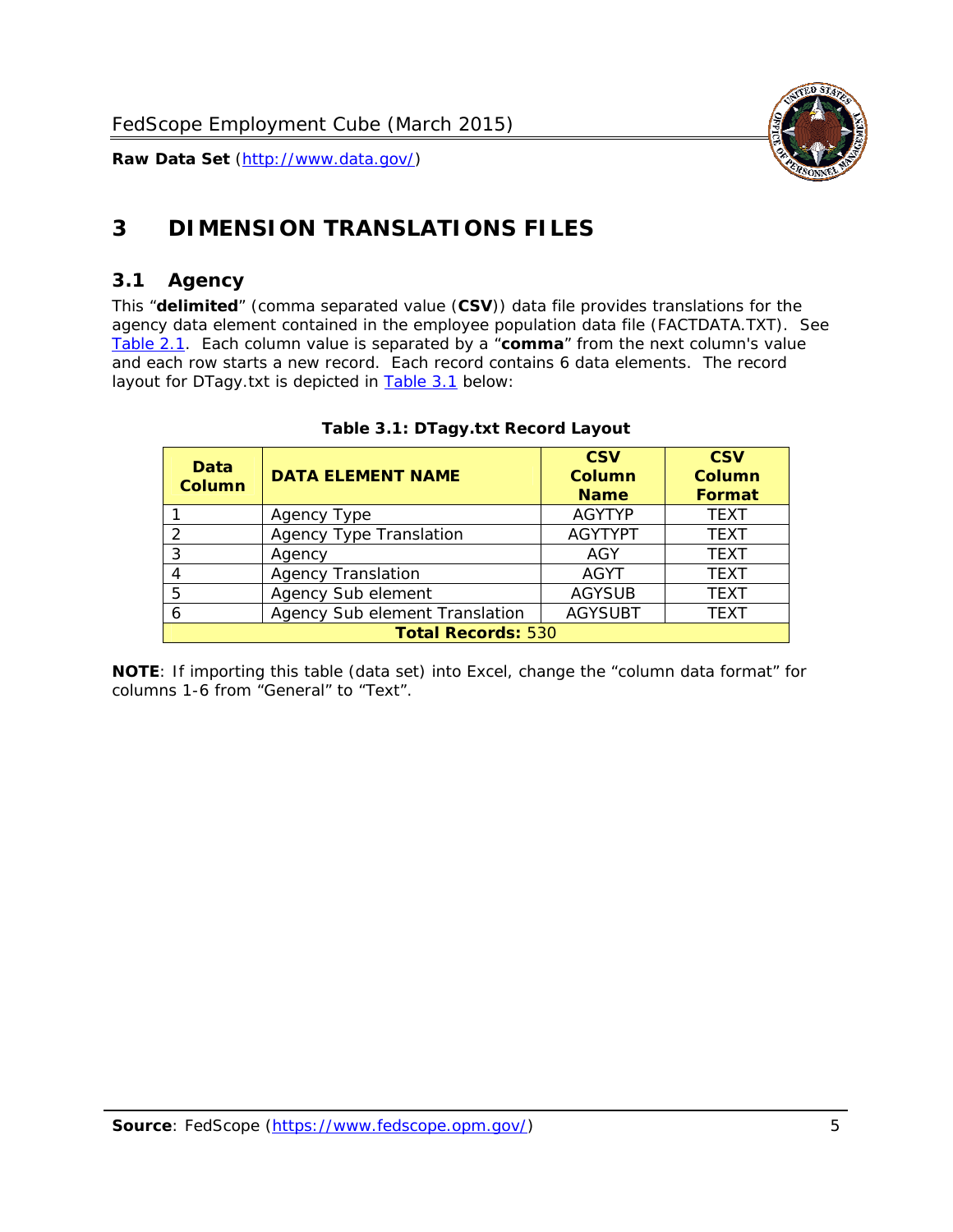# 3 DIMENSION TRANSLATIONS FILES

## 3.1 Agency

This "**delimited**" (comma separated value (**CSV**)) data file provides translations for the agency data element contained in the employee population data file (FACTDATA.TXT). See Table 2.1. Each column value is separated by a "**comma**" from the next column's value and each row starts a new record. Each record contains 6 data elements. The record layout for DTagy.txt is depicted in Table 3.1 below:

**Table 3.1: DTagy.txt Record Layout**

| Data Column | DATA ELEMENT NAME | CSV Column Name | CSV Column Format |
|---|---|---|---|
| 1 | Agency Type | AGYTYP | TEXT |
| 2 | Agency Type Translation | AGYTYPT | TEXT |
| 3 | Agency | AGY | TEXT |
| 4 | Agency Translation | AGYT | TEXT |
| 5 | Agency Sub element | AGYSUB | TEXT |
| 6 | Agency Sub element Translation | AGYSUBT | TEXT |
| **Total Records:** 530 | | | |

**NOTE**: If importing this table (data set) into Excel, change the "column data format" for columns 1-6 from "General" to "Text".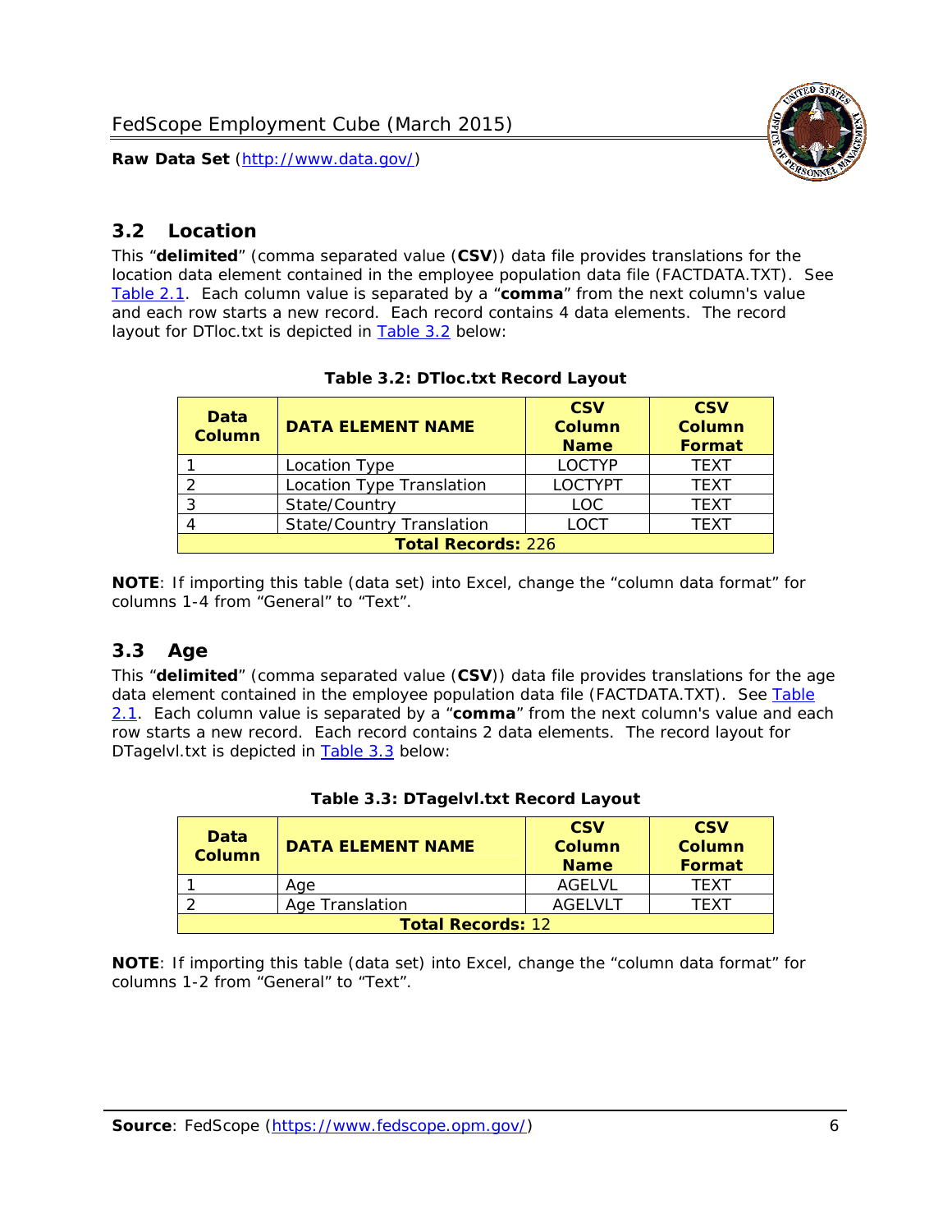## 3.2 Location

This “**delimited**” (comma separated value (**CSV**)) data file provides translations for the location data element contained in the employee population data file (FACTDATA.TXT). See Table 2.1. Each column value is separated by a “**comma**” from the next column's value and each row starts a new record. Each record contains 4 data elements. The record layout for DTloc.txt is depicted in Table 3.2 below:

**Table 3.2: DTloc.txt Record Layout**

| Data Column | DATA ELEMENT NAME | CSV Column Name | CSV Column Format |
|---|---|---|---|
| 1 | Location Type | LOCTYP | TEXT |
| 2 | Location Type Translation | LOCTYPT | TEXT |
| 3 | State/Country | LOC | TEXT |
| 4 | State/Country Translation | LOCT | TEXT |
| **Total Records:** 226 | | | |

**NOTE**: If importing this table (data set) into Excel, change the “column data format” for columns 1-4 from “General” to “Text”.

## 3.3 Age

This “**delimited**” (comma separated value (**CSV**)) data file provides translations for the age data element contained in the employee population data file (FACTDATA.TXT). See Table 2.1. Each column value is separated by a “**comma**” from the next column's value and each row starts a new record. Each record contains 2 data elements. The record layout for DTagelvl.txt is depicted in Table 3.3 below:

**Table 3.3: DTagelvl.txt Record Layout**

| Data Column | DATA ELEMENT NAME | CSV Column Name | CSV Column Format |
|---|---|---|---|
| 1 | Age | AGELVL | TEXT |
| 2 | Age Translation | AGELVLT | TEXT |
| **Total Records:** 12 | | | |

**NOTE**: If importing this table (data set) into Excel, change the “column data format” for columns 1-2 from “General” to “Text”.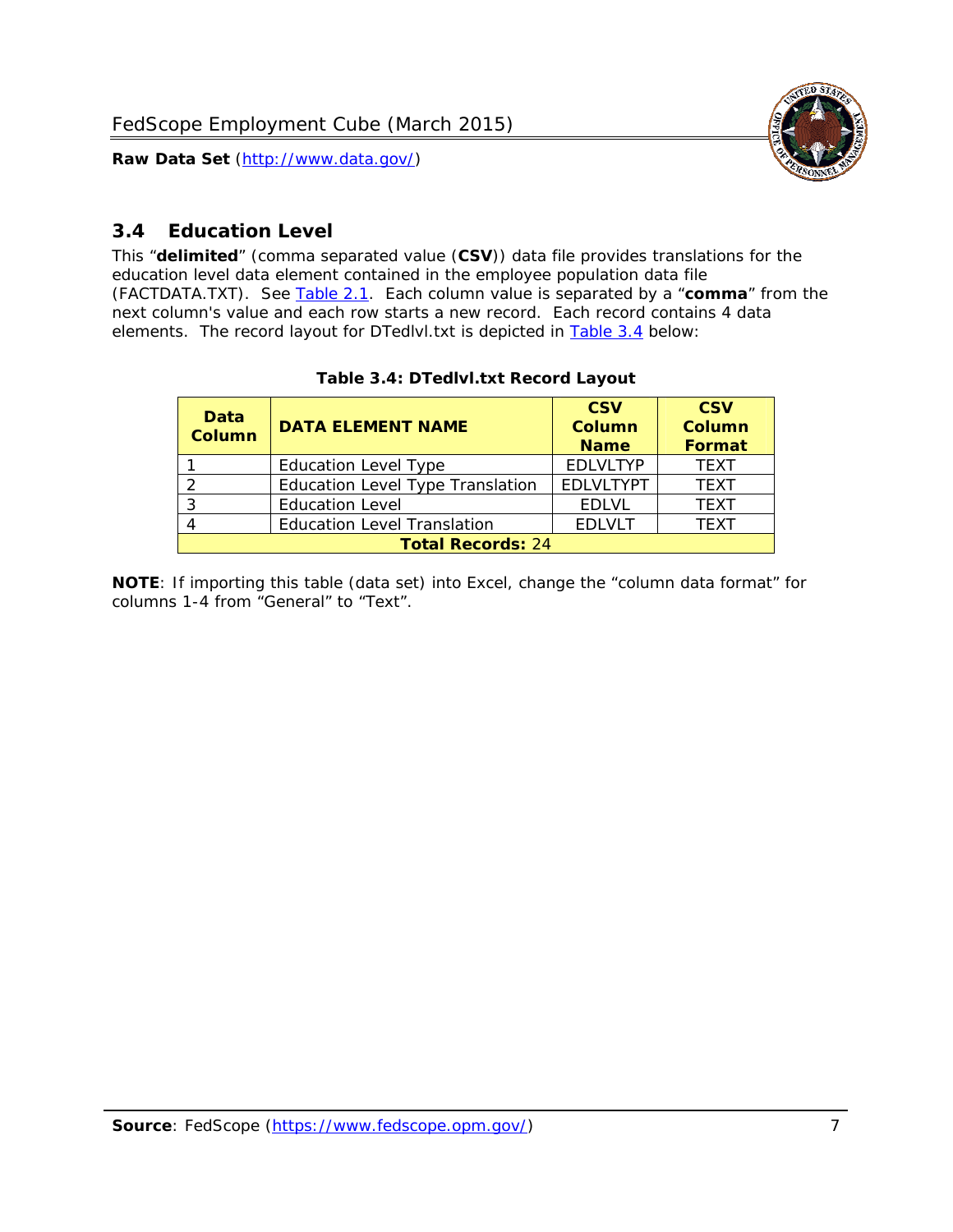## 3.4 Education Level

This "**delimited**" (comma separated value (**CSV**)) data file provides translations for the education level data element contained in the employee population data file (FACTDATA.TXT). See Table 2.1. Each column value is separated by a "**comma**" from the next column's value and each row starts a new record. Each record contains 4 data elements. The record layout for DTedlvl.txt is depicted in Table 3.4 below:

**Table 3.4: DTedlvl.txt Record Layout**

| Data Column | DATA ELEMENT NAME | CSV Column Name | CSV Column Format |
|---|---|---|---|
| 1 | Education Level Type | EDLVLTYP | TEXT |
| 2 | Education Level Type Translation | EDLVLTYPT | TEXT |
| 3 | Education Level | EDLVL | TEXT |
| 4 | Education Level Translation | EDLVLT | TEXT |
| **Total Records:** 24 | | | |

**NOTE**: If importing this table (data set) into Excel, change the "column data format" for columns 1-4 from "General" to "Text".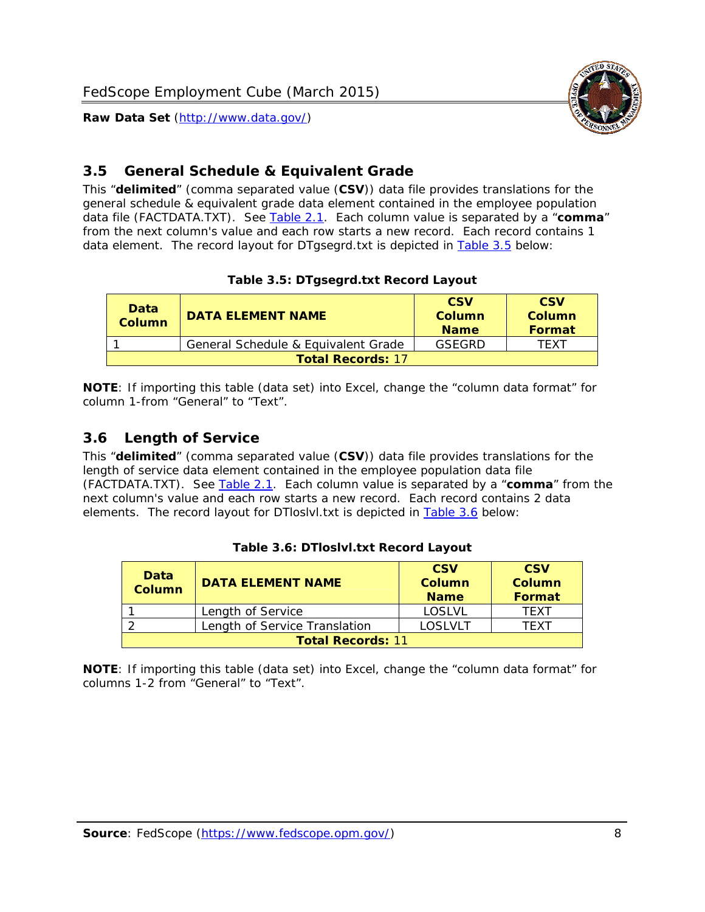## 3.5 General Schedule & Equivalent Grade

This "**delimited**" (comma separated value (**CSV**)) data file provides translations for the general schedule & equivalent grade data element contained in the employee population data file (FACTDATA.TXT). See Table 2.1. Each column value is separated by a "**comma**" from the next column's value and each row starts a new record. Each record contains 1 data element. The record layout for DTgsegrd.txt is depicted in Table 3.5 below:

**Table 3.5: DTgsegrd.txt Record Layout**

| Data Column | DATA ELEMENT NAME | CSV Column Name | CSV Column Format |
|---|---|---|---|
| 1 | General Schedule & Equivalent Grade | GSEGRD | TEXT |
| **Total Records:** 17 | | | |

**NOTE**: If importing this table (data set) into Excel, change the "column data format" for column 1-from "General" to "Text".

## 3.6 Length of Service

This "**delimited**" (comma separated value (**CSV**)) data file provides translations for the length of service data element contained in the employee population data file (FACTDATA.TXT). See Table 2.1. Each column value is separated by a "**comma**" from the next column's value and each row starts a new record. Each record contains 2 data elements. The record layout for DTloslvl.txt is depicted in Table 3.6 below:

**Table 3.6: DTloslvl.txt Record Layout**

| Data Column | DATA ELEMENT NAME | CSV Column Name | CSV Column Format |
|---|---|---|---|
| 1 | Length of Service | LOSLVL | TEXT |
| 2 | Length of Service Translation | LOSLVLT | TEXT |
| **Total Records:** 11 | | | |

**NOTE**: If importing this table (data set) into Excel, change the "column data format" for columns 1-2 from "General" to "Text".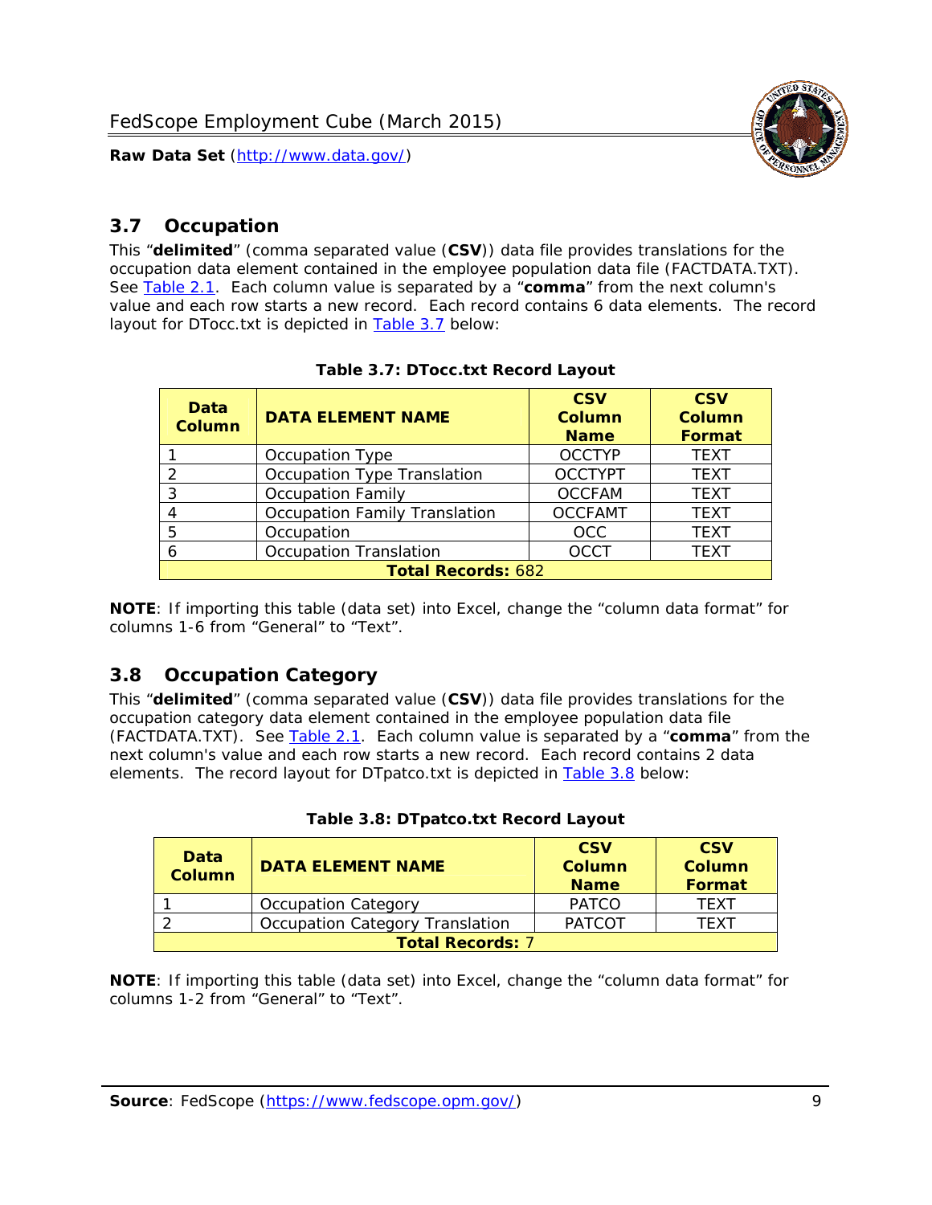## 3.7 Occupation

This "**delimited**" (comma separated value (**CSV**)) data file provides translations for the occupation data element contained in the employee population data file (FACTDATA.TXT). See Table 2.1. Each column value is separated by a "**comma**" from the next column's value and each row starts a new record. Each record contains 6 data elements. The record layout for DTocc.txt is depicted in Table 3.7 below:

**Table 3.7: DTocc.txt Record Layout**

| Data Column | DATA ELEMENT NAME | CSV Column Name | CSV Column Format |
|---|---|---|---|
| 1 | Occupation Type | OCCTYP | TEXT |
| 2 | Occupation Type Translation | OCCTYPT | TEXT |
| 3 | Occupation Family | OCCFAM | TEXT |
| 4 | Occupation Family Translation | OCCFAMT | TEXT |
| 5 | Occupation | OCC | TEXT |
| 6 | Occupation Translation | OCCT | TEXT |
| **Total Records:** 682 | | | |

**NOTE**: If importing this table (data set) into Excel, change the "column data format" for columns 1-6 from "General" to "Text".

## 3.8 Occupation Category

This "**delimited**" (comma separated value (**CSV**)) data file provides translations for the occupation category data element contained in the employee population data file (FACTDATA.TXT). See Table 2.1. Each column value is separated by a "**comma**" from the next column's value and each row starts a new record. Each record contains 2 data elements. The record layout for DTpatco.txt is depicted in Table 3.8 below:

**Table 3.8: DTpatco.txt Record Layout**

| Data Column | DATA ELEMENT NAME | CSV Column Name | CSV Column Format |
|---|---|---|---|
| 1 | Occupation Category | PATCO | TEXT |
| 2 | Occupation Category Translation | PATCOT | TEXT |
| **Total Records:** 7 | | | |

**NOTE**: If importing this table (data set) into Excel, change the "column data format" for columns 1-2 from "General" to "Text".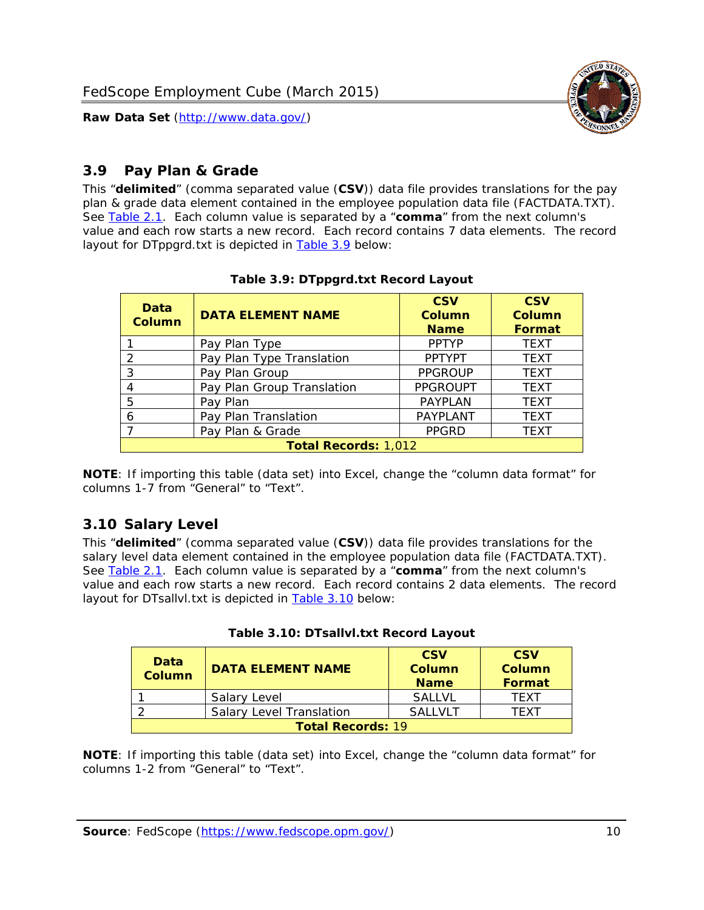## 3.9 Pay Plan & Grade

This “**delimited**” (comma separated value (**CSV**)) data file provides translations for the pay plan & grade data element contained in the employee population data file (FACTDATA.TXT). See Table 2.1. Each column value is separated by a “**comma**” from the next column's value and each row starts a new record. Each record contains 7 data elements. The record layout for DTppgrd.txt is depicted in Table 3.9 below:

**Table 3.9: DTppgrd.txt Record Layout**

| Data Column | DATA ELEMENT NAME | CSV Column Name | CSV Column Format |
|---|---|---|---|
| 1 | Pay Plan Type | PPTYP | TEXT |
| 2 | Pay Plan Type Translation | PPTYPT | TEXT |
| 3 | Pay Plan Group | PPGROUP | TEXT |
| 4 | Pay Plan Group Translation | PPGROUPT | TEXT |
| 5 | Pay Plan | PAYPLAN | TEXT |
| 6 | Pay Plan Translation | PAYPLANT | TEXT |
| 7 | Pay Plan & Grade | PPGRD | TEXT |
| **Total Records:** 1,012 | | | |

**NOTE**: If importing this table (data set) into Excel, change the “column data format” for columns 1-7 from “General” to “Text”.

## 3.10 Salary Level

This “**delimited**” (comma separated value (**CSV**)) data file provides translations for the salary level data element contained in the employee population data file (FACTDATA.TXT). See Table 2.1. Each column value is separated by a “**comma**” from the next column's value and each row starts a new record. Each record contains 2 data elements. The record layout for DTsallvl.txt is depicted in Table 3.10 below:

**Table 3.10: DTsallvl.txt Record Layout**

| Data Column | DATA ELEMENT NAME | CSV Column Name | CSV Column Format |
|---|---|---|---|
| 1 | Salary Level | SALLVL | TEXT |
| 2 | Salary Level Translation | SALLVLT | TEXT |
| **Total Records:** 19 | | | |

**NOTE**: If importing this table (data set) into Excel, change the “column data format” for columns 1-2 from “General” to “Text”.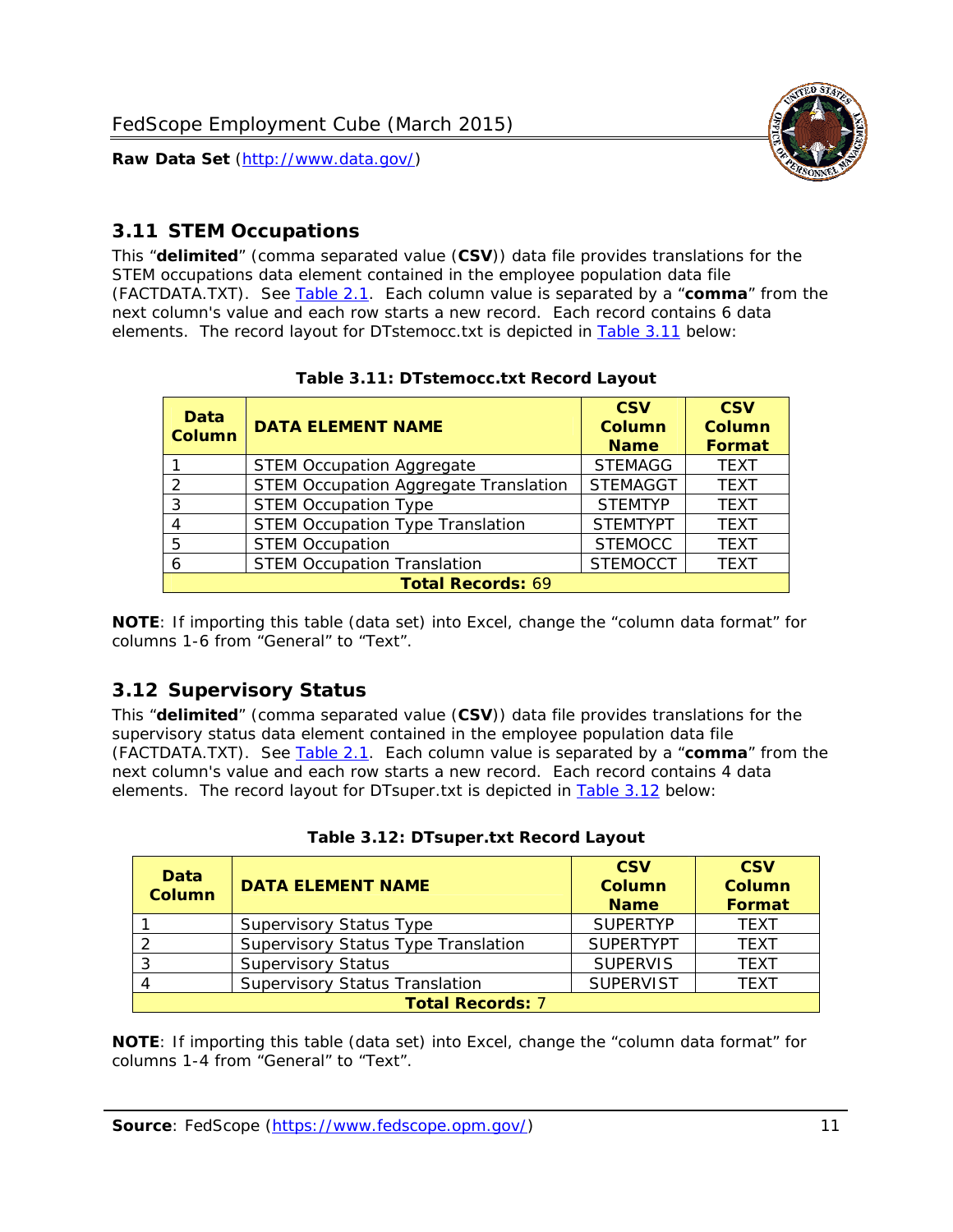## 3.11 STEM Occupations

This "**delimited**" (comma separated value (**CSV**)) data file provides translations for the STEM occupations data element contained in the employee population data file (FACTDATA.TXT). See Table 2.1. Each column value is separated by a "**comma**" from the next column's value and each row starts a new record. Each record contains 6 data elements. The record layout for DTstemocc.txt is depicted in Table 3.11 below:

**Table 3.11: DTstemocc.txt Record Layout**

| Data Column | DATA ELEMENT NAME | CSV Column Name | CSV Column Format |
|---|---|---|---|
| 1 | STEM Occupation Aggregate | STEMAGG | TEXT |
| 2 | STEM Occupation Aggregate Translation | STEMAGGT | TEXT |
| 3 | STEM Occupation Type | STEMTYP | TEXT |
| 4 | STEM Occupation Type Translation | STEMTYPT | TEXT |
| 5 | STEM Occupation | STEMOCC | TEXT |
| 6 | STEM Occupation Translation | STEMOCCT | TEXT |
| **Total Records: 69** | | | |

**NOTE**: If importing this table (data set) into Excel, change the "column data format" for columns 1-6 from "General" to "Text".

## 3.12 Supervisory Status

This "**delimited**" (comma separated value (**CSV**)) data file provides translations for the supervisory status data element contained in the employee population data file (FACTDATA.TXT). See Table 2.1. Each column value is separated by a "**comma**" from the next column's value and each row starts a new record. Each record contains 4 data elements. The record layout for DTsuper.txt is depicted in Table 3.12 below:

**Table 3.12: DTsuper.txt Record Layout**

| Data Column | DATA ELEMENT NAME | CSV Column Name | CSV Column Format |
|---|---|---|---|
| 1 | Supervisory Status Type | SUPERTYP | TEXT |
| 2 | Supervisory Status Type Translation | SUPERTYPT | TEXT |
| 3 | Supervisory Status | SUPERVIS | TEXT |
| 4 | Supervisory Status Translation | SUPERVIST | TEXT |
| **Total Records: 7** | | | |

**NOTE**: If importing this table (data set) into Excel, change the "column data format" for columns 1-4 from "General" to "Text".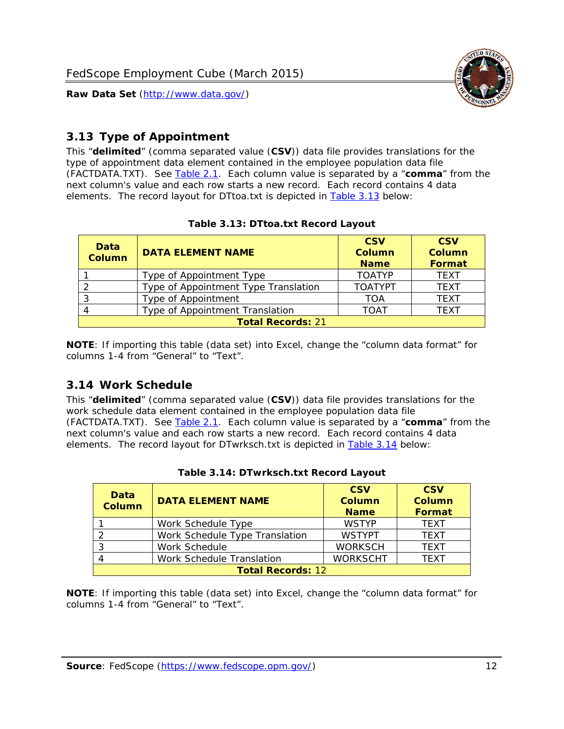## 3.13 Type of Appointment

This "**delimited**" (comma separated value (**CSV**)) data file provides translations for the type of appointment data element contained in the employee population data file (FACTDATA.TXT). See Table 2.1. Each column value is separated by a "**comma**" from the next column's value and each row starts a new record. Each record contains 4 data elements. The record layout for DTtoa.txt is depicted in Table 3.13 below:

**Table 3.13: DTtoa.txt Record Layout**

| Data Column | DATA ELEMENT NAME | CSV Column Name | CSV Column Format |
|---|---|---|---|
| 1 | Type of Appointment Type | TOATYP | TEXT |
| 2 | Type of Appointment Type Translation | TOATYPT | TEXT |
| 3 | Type of Appointment | TOA | TEXT |
| 4 | Type of Appointment Translation | TOAT | TEXT |
| **Total Records:** 21 | | | |

**NOTE**: If importing this table (data set) into Excel, change the "column data format" for columns 1-4 from "General" to "Text".

## 3.14 Work Schedule

This "**delimited**" (comma separated value (**CSV**)) data file provides translations for the work schedule data element contained in the employee population data file (FACTDATA.TXT). See Table 2.1. Each column value is separated by a "**comma**" from the next column's value and each row starts a new record. Each record contains 4 data elements. The record layout for DTwrksch.txt is depicted in Table 3.14 below:

**Table 3.14: DTwrksch.txt Record Layout**

| Data Column | DATA ELEMENT NAME | CSV Column Name | CSV Column Format |
|---|---|---|---|
| 1 | Work Schedule Type | WSTYP | TEXT |
| 2 | Work Schedule Type Translation | WSTYPT | TEXT |
| 3 | Work Schedule | WORKSCH | TEXT |
| 4 | Work Schedule Translation | WORKSCHT | TEXT |
| **Total Records:** 12 | | | |

**NOTE**: If importing this table (data set) into Excel, change the "column data format" for columns 1-4 from "General" to "Text".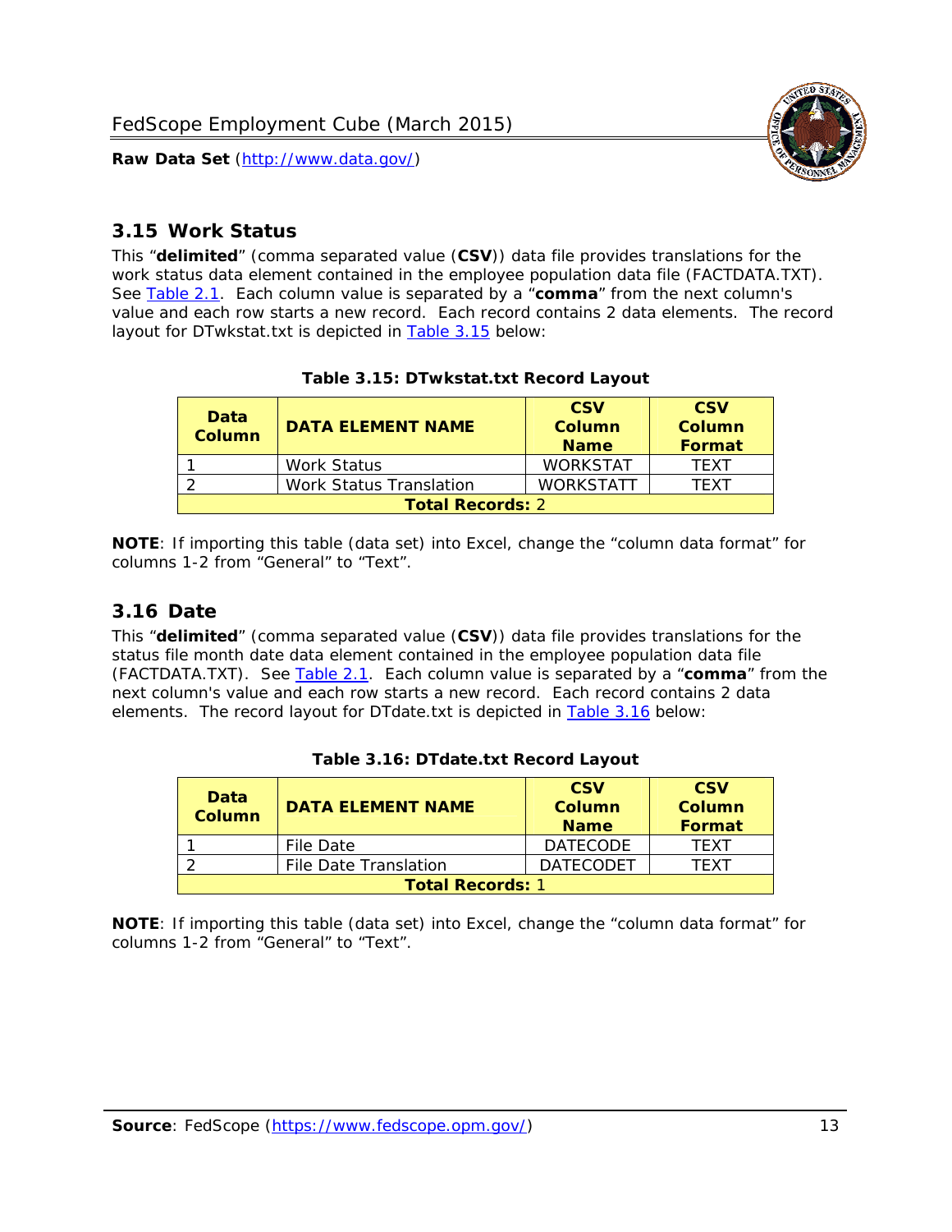## 3.15 Work Status

This "**delimited**" (comma separated value (**CSV**)) data file provides translations for the work status data element contained in the employee population data file (FACTDATA.TXT). See Table 2.1. Each column value is separated by a "**comma**" from the next column's value and each row starts a new record. Each record contains 2 data elements. The record layout for DTwkstat.txt is depicted in Table 3.15 below:

**Table 3.15: DTwkstat.txt Record Layout**

| Data Column | DATA ELEMENT NAME | CSV Column Name | CSV Column Format |
|---|---|---|---|
| 1 | Work Status | WORKSTAT | TEXT |
| 2 | Work Status Translation | WORKSTATT | TEXT |
| **Total Records:** 2 | | | |

**NOTE**: If importing this table (data set) into Excel, change the "column data format" for columns 1-2 from "General" to "Text".

## 3.16 Date

This "**delimited**" (comma separated value (**CSV**)) data file provides translations for the status file month date data element contained in the employee population data file (FACTDATA.TXT). See Table 2.1. Each column value is separated by a "**comma**" from the next column's value and each row starts a new record. Each record contains 2 data elements. The record layout for DTdate.txt is depicted in Table 3.16 below:

**Table 3.16: DTdate.txt Record Layout**

| Data Column | DATA ELEMENT NAME | CSV Column Name | CSV Column Format |
|---|---|---|---|
| 1 | File Date | DATECODE | TEXT |
| 2 | File Date Translation | DATECODET | TEXT |
| **Total Records:** 1 | | | |

**NOTE**: If importing this table (data set) into Excel, change the "column data format" for columns 1-2 from "General" to "Text".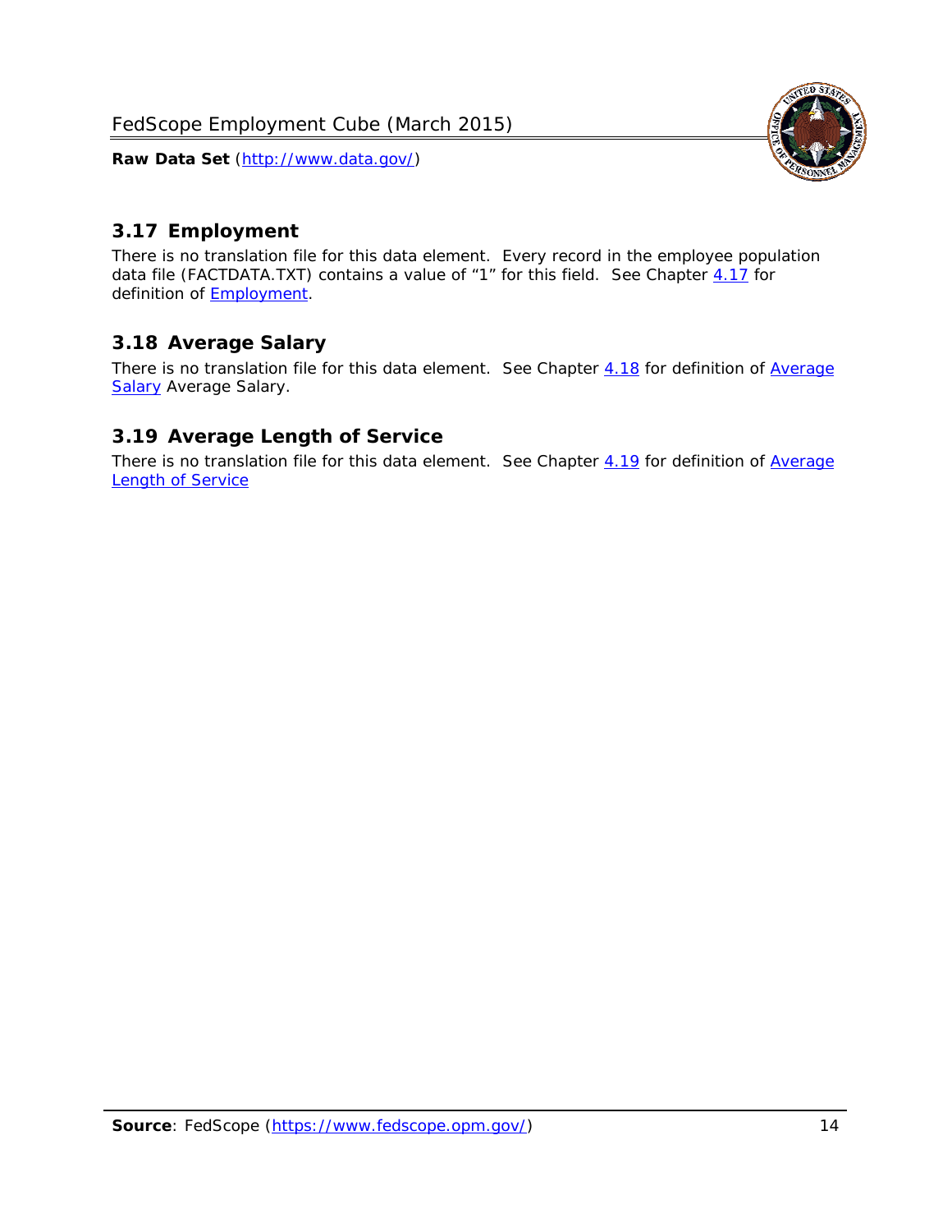## 3.17 Employment

There is no translation file for this data element. Every record in the employee population data file (FACTDATA.TXT) contains a value of "1" for this field. See Chapter 4.17 for definition of Employment.

## 3.18 Average Salary

There is no translation file for this data element. See Chapter 4.18 for definition of Average Salary Average Salary.

## 3.19 Average Length of Service

There is no translation file for this data element. See Chapter 4.19 for definition of Average Length of Service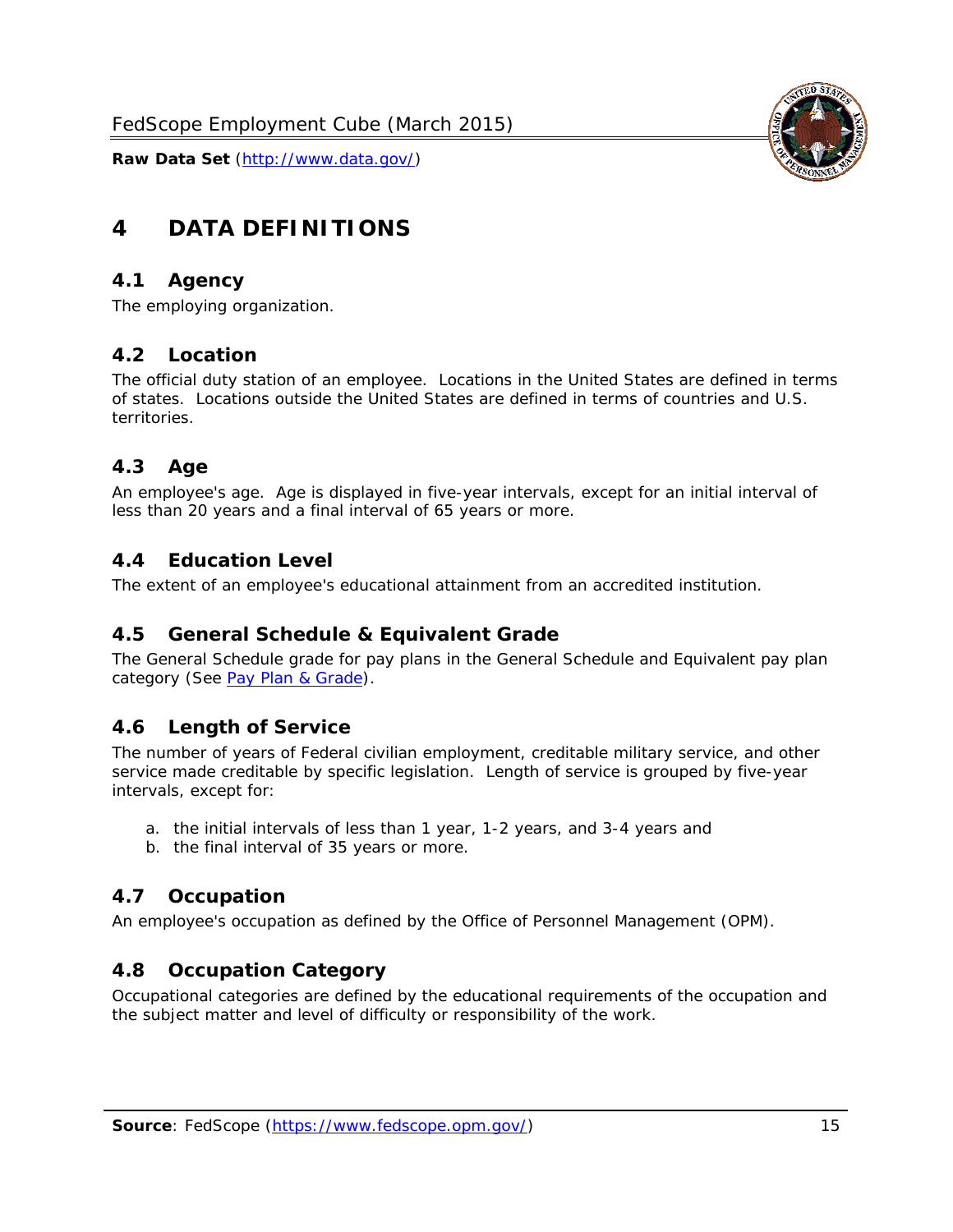# 4 DATA DEFINITIONS

## 4.1 Agency

The employing organization.

## 4.2 Location

The official duty station of an employee. Locations in the United States are defined in terms of states. Locations outside the United States are defined in terms of countries and U.S. territories.

## 4.3 Age

An employee's age. Age is displayed in five-year intervals, except for an initial interval of less than 20 years and a final interval of 65 years or more.

## 4.4 Education Level

The extent of an employee's educational attainment from an accredited institution.

## 4.5 General Schedule & Equivalent Grade

The General Schedule grade for pay plans in the General Schedule and Equivalent pay plan category (See Pay Plan & Grade).

## 4.6 Length of Service

The number of years of Federal civilian employment, creditable military service, and other service made creditable by specific legislation. Length of service is grouped by five-year intervals, except for:

a. the initial intervals of less than 1 year, 1-2 years, and 3-4 years and
b. the final interval of 35 years or more.

## 4.7 Occupation

An employee's occupation as defined by the Office of Personnel Management (OPM).

## 4.8 Occupation Category

Occupational categories are defined by the educational requirements of the occupation and the subject matter and level of difficulty or responsibility of the work.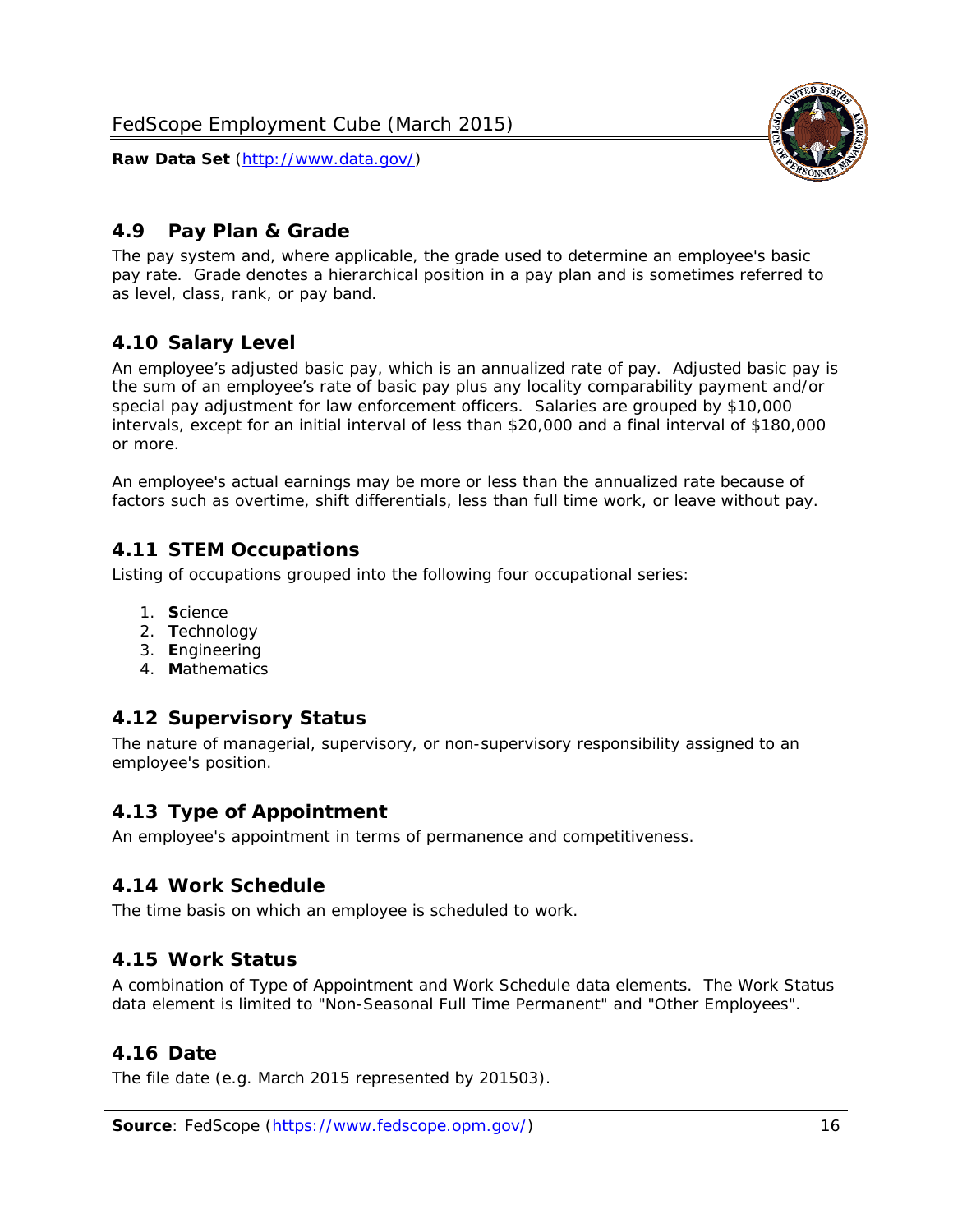## 4.9 Pay Plan & Grade

The pay system and, where applicable, the grade used to determine an employee's basic pay rate. Grade denotes a hierarchical position in a pay plan and is sometimes referred to as level, class, rank, or pay band.

## 4.10 Salary Level

An employee's adjusted basic pay, which is an annualized rate of pay. Adjusted basic pay is the sum of an employee's rate of basic pay plus any locality comparability payment and/or special pay adjustment for law enforcement officers. Salaries are grouped by $10,000 intervals, except for an initial interval of less than $20,000 and a final interval of $180,000 or more.

An employee's actual earnings may be more or less than the annualized rate because of factors such as overtime, shift differentials, less than full time work, or leave without pay.

## 4.11 STEM Occupations

Listing of occupations grouped into the following four occupational series:

1. **S**cience
2. **T**echnology
3. **E**ngineering
4. **M**athematics

## 4.12 Supervisory Status

The nature of managerial, supervisory, or non-supervisory responsibility assigned to an employee's position.

## 4.13 Type of Appointment

An employee's appointment in terms of permanence and competitiveness.

## 4.14 Work Schedule

The time basis on which an employee is scheduled to work.

## 4.15 Work Status

A combination of Type of Appointment and Work Schedule data elements. The Work Status data element is limited to "Non-Seasonal Full Time Permanent" and "Other Employees".

## 4.16 Date

The file date (e.g. March 2015 represented by 201503).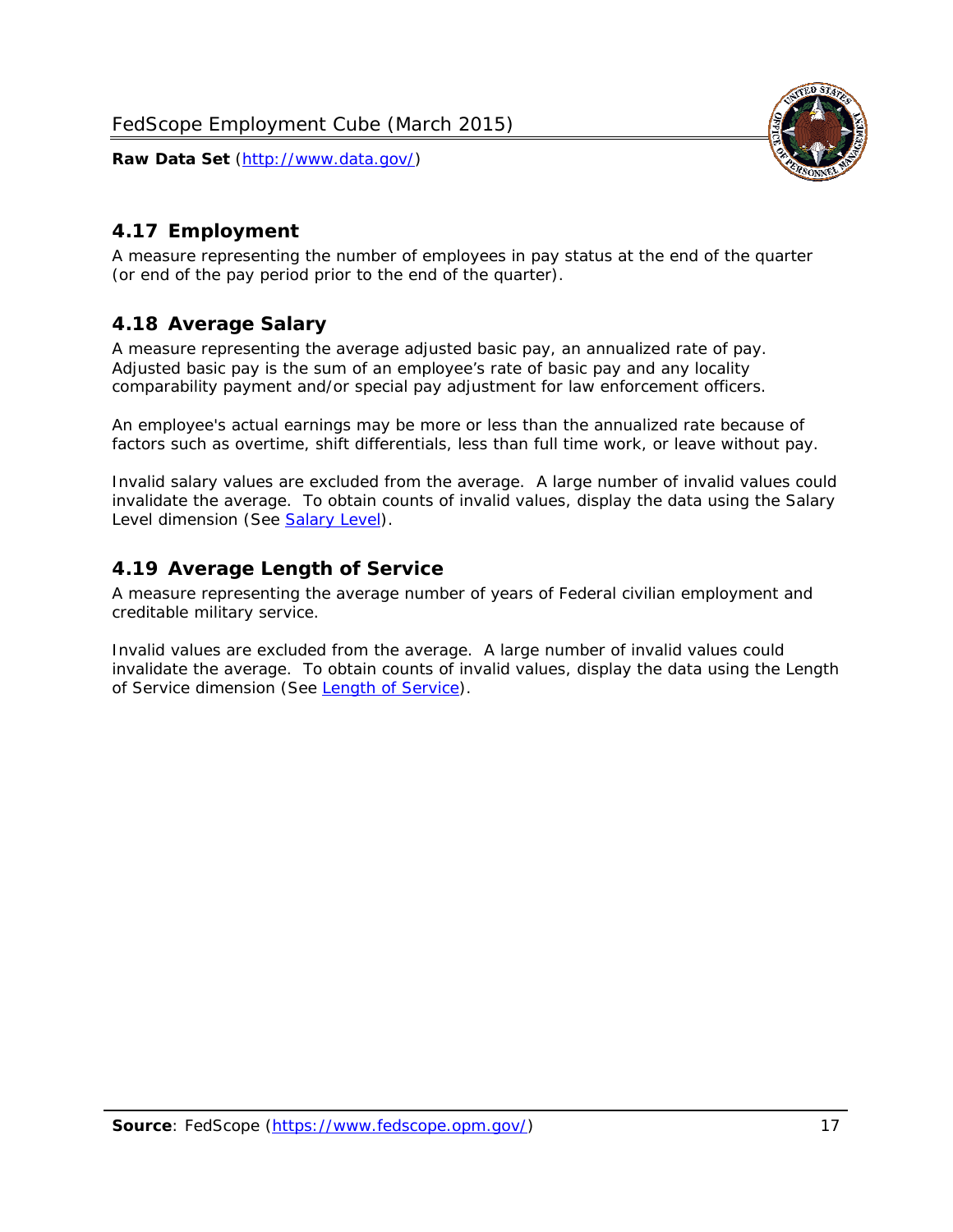## 4.17 Employment

A measure representing the number of employees in pay status at the end of the quarter (or end of the pay period prior to the end of the quarter).

## 4.18 Average Salary

A measure representing the average adjusted basic pay, an annualized rate of pay. Adjusted basic pay is the sum of an employee's rate of basic pay and any locality comparability payment and/or special pay adjustment for law enforcement officers.

An employee's actual earnings may be more or less than the annualized rate because of factors such as overtime, shift differentials, less than full time work, or leave without pay.

Invalid salary values are excluded from the average. A large number of invalid values could invalidate the average. To obtain counts of invalid values, display the data using the Salary Level dimension (See Salary Level).

## 4.19 Average Length of Service

A measure representing the average number of years of Federal civilian employment and creditable military service.

Invalid values are excluded from the average. A large number of invalid values could invalidate the average. To obtain counts of invalid values, display the data using the Length of Service dimension (See Length of Service).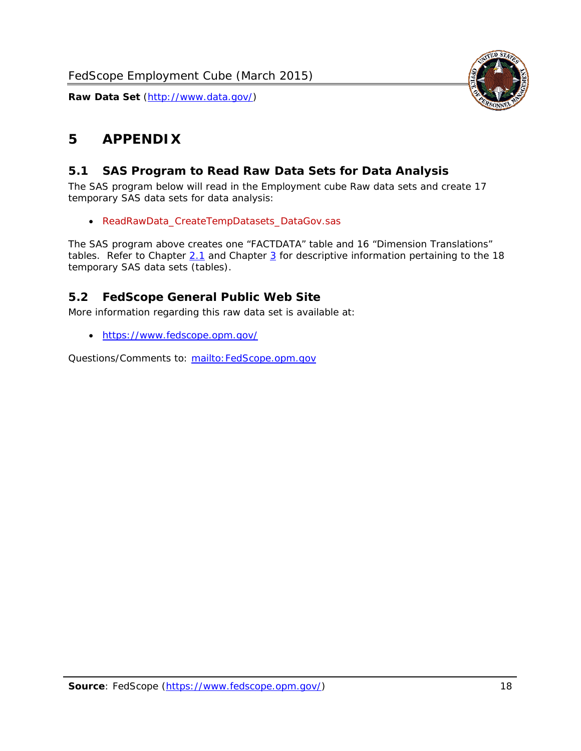# 5 APPENDIX

## 5.1 SAS Program to Read Raw Data Sets for Data Analysis

The SAS program below will read in the Employment cube Raw data sets and create 17 temporary SAS data sets for data analysis:

- ReadRawData_CreateTempDatasets_DataGov.sas

The SAS program above creates one “FACTDATA” table and 16 “Dimension Translations” tables. Refer to Chapter 2.1 and Chapter 3 for descriptive information pertaining to the 18 temporary SAS data sets (tables).

## 5.2 FedScope General Public Web Site

More information regarding this raw data set is available at:

- https://www.fedscope.opm.gov/

Questions/Comments to: mailto:FedScope.opm.gov